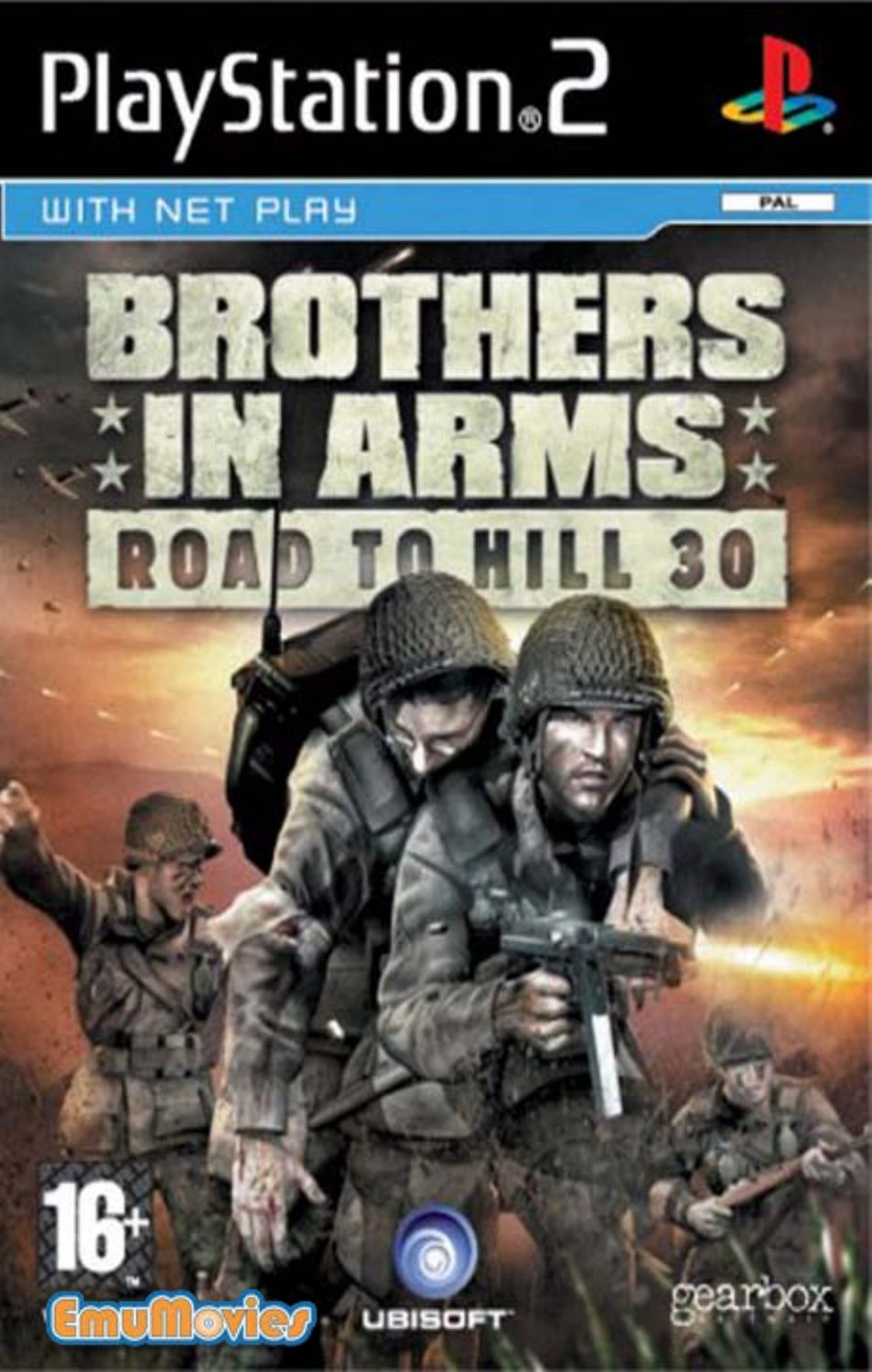PlayStation 2

WITH NET PLAY

PAL

# BROTHERS IN ARMS

## ROAD TO HILL 30

16+

EmuMovies

UBISOFT

gearbox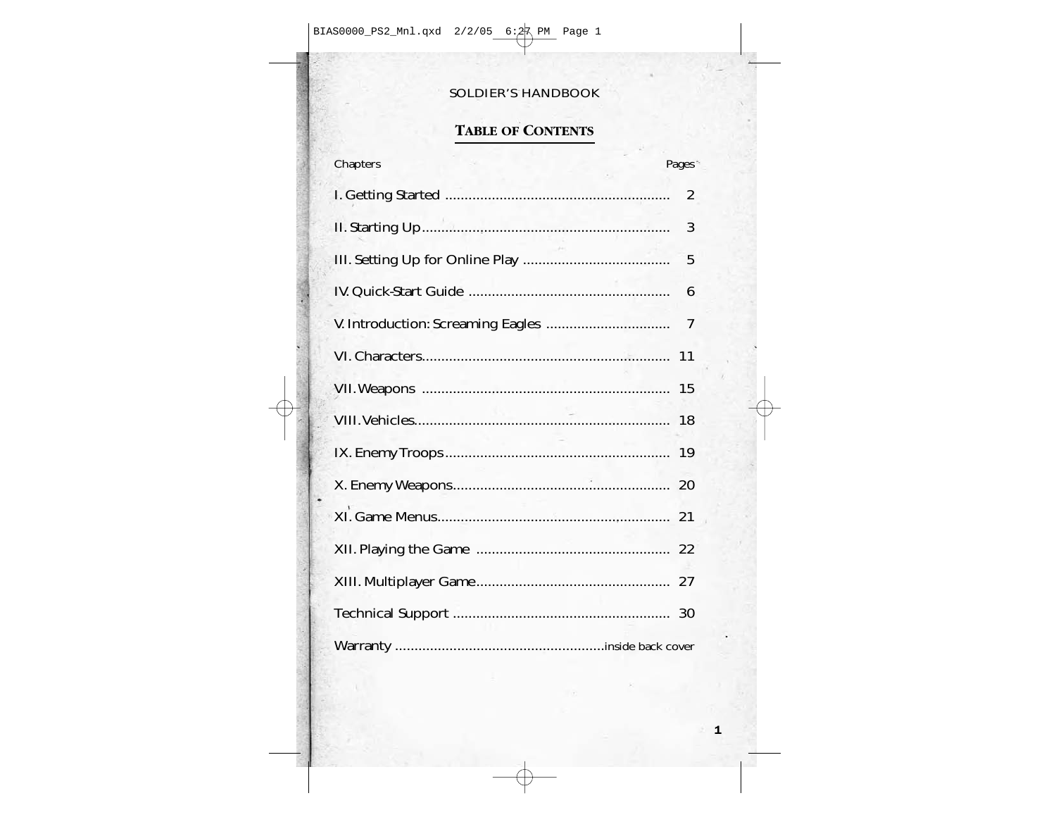SOLDIER'S HANDBOOK

# TABLE OF CONTENTS

| Chapters | Pages |
|---|---|
| I. Getting Started | 2 |
| II. Starting Up | 3 |
| III. Setting Up for Online Play | 5 |
| IV. Quick-Start Guide | 6 |
| V. Introduction: Screaming Eagles | 7 |
| VI. Characters | 11 |
| VII. Weapons | 15 |
| VIII. Vehicles | 18 |
| IX. Enemy Troops | 19 |
| X. Enemy Weapons | 20 |
| XI. Game Menus | 21 |
| XII. Playing the Game | 22 |
| XIII. Multiplayer Game | 27 |
| Technical Support | 30 |
| Warranty | inside back cover |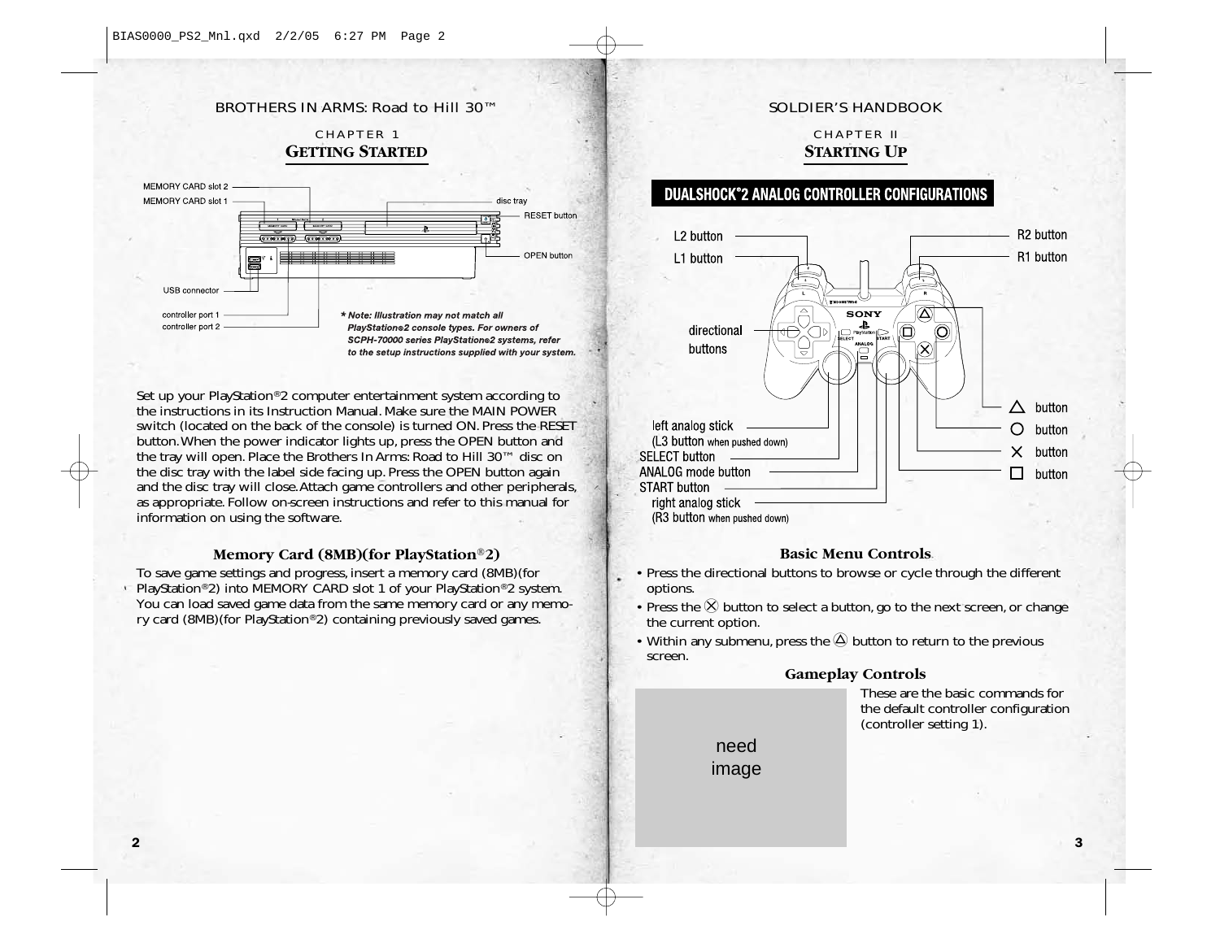## CHAPTER 1
## GETTING STARTED

MEMORY CARD slot 2
MEMORY CARD slot 1
disc tray
RESET button
OPEN button
USB connector
controller port 1
controller port 2

*** Note: Illustration may not match all PlayStation®2 console types. For owners of SCPH-70000 series PlayStation®2 systems, refer to the setup instructions supplied with your system.**

Set up your PlayStation®2 computer entertainment system according to the instructions in its Instruction Manual. Make sure the MAIN POWER switch (located on the back of the console) is turned ON. Press the RESET button. When the power indicator lights up, press the OPEN button and the tray will open. Place the Brothers In Arms: Road to Hill 30™ disc on the disc tray with the label side facing up. Press the OPEN button again and the disc tray will close. Attach game controllers and other peripherals, as appropriate. Follow on-screen instructions and refer to this manual for information on using the software.

### Memory Card (8MB)(for PlayStation®2)

To save game settings and progress, insert a memory card (8MB)(for PlayStation®2) into MEMORY CARD slot 1 of your PlayStation®2 system. You can load saved game data from the same memory card or any memory card (8MB)(for PlayStation®2) containing previously saved games.

## CHAPTER II
## STARTING UP

### DUALSHOCK®2 ANALOG CONTROLLER CONFIGURATIONS

L2 button
L1 button
directional buttons
left analog stick (L3 button when pushed down)
SELECT button
ANALOG mode button
START button
right analog stick (R3 button when pushed down)
R2 button
R1 button
△ button
○ button
✕ button
□ button

### Basic Menu Controls

- Press the directional buttons to browse or cycle through the different options.
- Press the ✕ button to select a button, go to the next screen, or change the current option.
- Within any submenu, press the △ button to return to the previous screen.

### Gameplay Controls

need image

These are the basic commands for the default controller configuration (controller setting 1).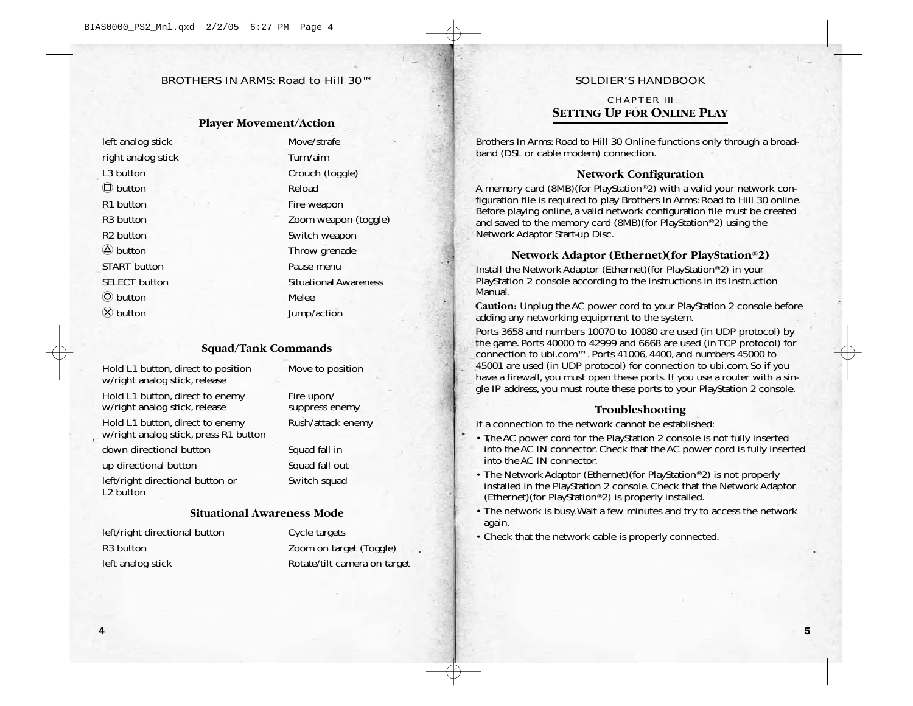## Player Movement/Action

| | |
|---|---|
| left analog stick | Move/strafe |
| right analog stick | Turn/aim |
| L3 button | Crouch (toggle) |
| □ button | Reload |
| R1 button | Fire weapon |
| R3 button | Zoom weapon (toggle) |
| R2 button | Switch weapon |
| △ button | Throw grenade |
| START button | Pause menu |
| SELECT button | Situational Awareness |
| ○ button | Melee |
| ✕ button | Jump/action |

## Squad/Tank Commands

| | |
|---|---|
| Hold L1 button, direct to position w/right analog stick, release | Move to position |
| Hold L1 button, direct to enemy w/right analog stick, release | Fire upon/ suppress enemy |
| Hold L1 button, direct to enemy w/right analog stick, press R1 button | Rush/attack enemy |
| down directional button | Squad fall in |
| up directional button | Squad fall out |
| left/right directional button or L2 button | Switch squad |

## Situational Awareness Mode

| | |
|---|---|
| left/right directional button | Cycle targets |
| R3 button | Zoom on target (Toggle) |
| left analog stick | Rotate/tilt camera on target |

CHAPTER III

# SETTING UP FOR ONLINE PLAY

Brothers In Arms: Road to Hill 30 Online functions only through a broadband (DSL or cable modem) connection.

## Network Configuration

A memory card (8MB)(for PlayStation®2) with a valid your network configuration file is required to play Brothers In Arms: Road to Hill 30 online. Before playing online, a valid network configuration file must be created and saved to the memory card (8MB)(for PlayStation®2) using the Network Adaptor Start-up Disc.

## Network Adaptor (Ethernet)(for PlayStation®2)

Install the Network Adaptor (Ethernet)(for PlayStation®2) in your PlayStation 2 console according to the instructions in its Instruction Manual.

**Caution:** Unplug the AC power cord to your PlayStation 2 console before adding any networking equipment to the system.

Ports 3658 and numbers 10070 to 10080 are used (in UDP protocol) by the game. Ports 40000 to 42999 and 6668 are used (in TCP protocol) for connection to ubi.com™ . Ports 41006, 4400, and numbers 45000 to 45001 are used (in UDP protocol) for connection to ubi.com. So if you have a firewall, you must open these ports. If you use a router with a single IP address, you must route these ports to your PlayStation 2 console.

## Troubleshooting

If a connection to the network cannot be established:

- The AC power cord for the PlayStation 2 console is not fully inserted into the AC IN connector. Check that the AC power cord is fully inserted into the AC IN connector.
- The Network Adaptor (Ethernet)(for PlayStation®2) is not properly installed in the PlayStation 2 console. Check that the Network Adaptor (Ethernet)(for PlayStation®2) is properly installed.
- The network is busy. Wait a few minutes and try to access the network again.
- Check that the network cable is properly connected.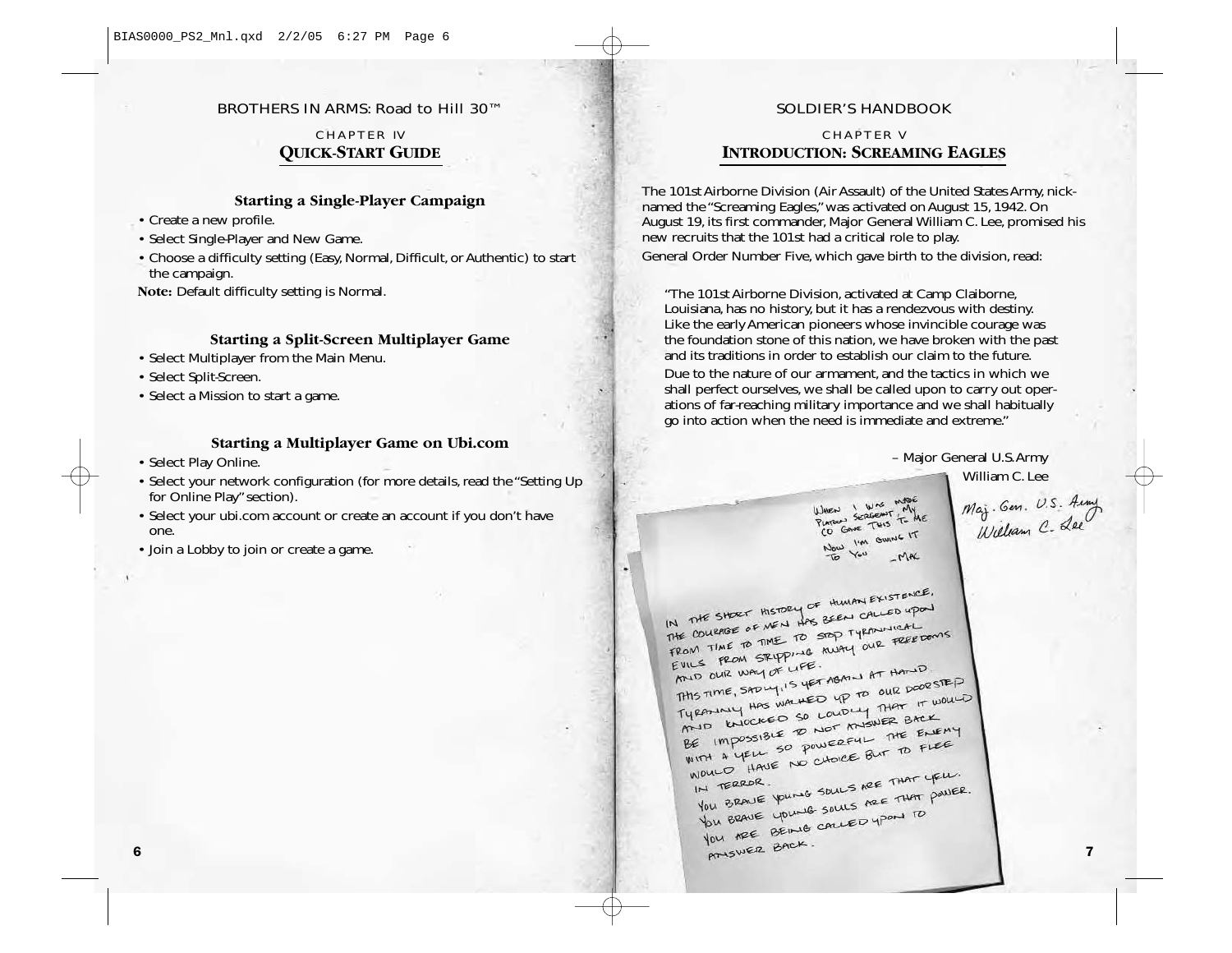CHAPTER IV

## QUICK-START GUIDE

### Starting a Single-Player Campaign

- Create a new profile.
- Select Single-Player and New Game.
- Choose a difficulty setting (Easy, Normal, Difficult, or Authentic) to start the campaign.

**Note:** Default difficulty setting is Normal.

### Starting a Split-Screen Multiplayer Game

- Select Multiplayer from the Main Menu.
- Select Split-Screen.
- Select a Mission to start a game.

### Starting a Multiplayer Game on Ubi.com

- Select Play Online.
- Select your network configuration (for more details, read the "Setting Up for Online Play" section).
- Select your ubi.com account or create an account if you don't have one.
- Join a Lobby to join or create a game.

CHAPTER V

## INTRODUCTION: SCREAMING EAGLES

The 101st Airborne Division (Air Assault) of the United States Army, nicknamed the "Screaming Eagles," was activated on August 15, 1942. On August 19, its first commander, Major General William C. Lee, promised his new recruits that the 101st had a critical role to play.

General Order Number Five, which gave birth to the division, read:

> "The 101st Airborne Division, activated at Camp Claiborne, Louisiana, has no history, but it has a rendezvous with destiny. Like the early American pioneers whose invincible courage was the foundation stone of this nation, we have broken with the past and its traditions in order to establish our claim to the future.
>
> Due to the nature of our armament, and the tactics in which we shall perfect ourselves, we shall be called upon to carry out operations of far-reaching military importance and we shall habitually go into action when the need is immediate and extreme."
>
> – Major General U.S. Army
> William C. Lee

*Maj. Gen. U.S. Army William C. Lee*

WHEN I WAS MADE PLATOON SERGEANT MY CO GAVE THIS TO ME NOW I'M GIVING IT TO YOU -MAC

IN THE SHORT HISTORY OF HUMAN EXISTENCE, THE COURAGE OF MEN HAS BEEN CALLED UPON FROM TIME TO TIME TO STOP TYRANNICAL EVILS FROM STRIPPING AWAY OUR FREEDOMS AND OUR WAY OF LIFE.
THIS TIME, SADLY, IS YET AGAIN AT HAND. TYRANNY HAS WALKED UP TO OUR DOORSTEP AND KNOCKED SO LOUDLY THAT IT WOULD BE IMPOSSIBLE TO NOT ANSWER BACK WITH A YELL SO POWERFUL THE ENEMY WOULD HAVE NO CHOICE BUT TO FLEE IN TERROR.
YOU BRAVE YOUNG SOULS ARE THAT YELL. YOU BRAVE YOUNG SOULS ARE THAT POWER. YOU ARE BEING CALLED UPON TO ANSWER BACK.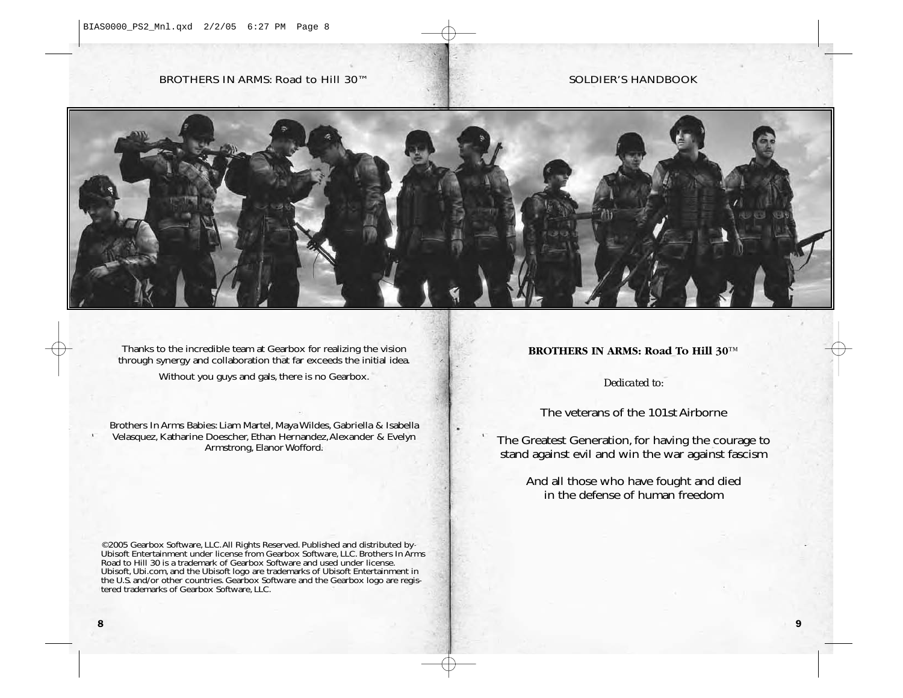Thanks to the incredible team at Gearbox for realizing the vision through synergy and collaboration that far exceeds the initial idea.

Without you guys and gals, there is no Gearbox.

Brothers In Arms Babies: Liam Martel, Maya Wildes, Gabriella & Isabella Velasquez, Katharine Doescher, Ethan Hernandez, Alexander & Evelyn Armstrong, Elanor Wofford.

©2005 Gearbox Software, LLC. All Rights Reserved. Published and distributed by Ubisoft Entertainment under license from Gearbox Software, LLC. Brothers In Arms Road to Hill 30 is a trademark of Gearbox Software and used under license. Ubisoft, Ubi.com, and the Ubisoft logo are trademarks of Ubisoft Entertainment in the U.S. and/or other countries. Gearbox Software and the Gearbox logo are registered trademarks of Gearbox Software, LLC.

**BROTHERS IN ARMS: Road To Hill 30™**

*Dedicated to:*

The veterans of the 101st Airborne

The Greatest Generation, for having the courage to stand against evil and win the war against fascism

And all those who have fought and died in the defense of human freedom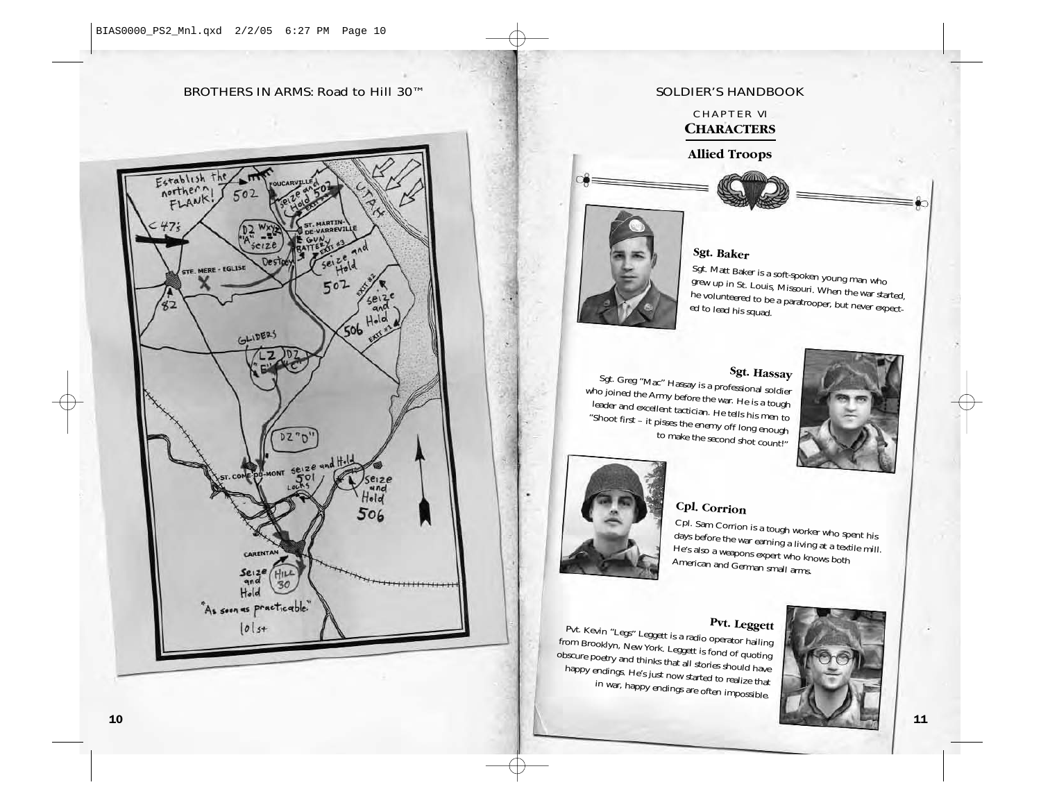Establish the northern FLANK!

502

FOUCARVILLE

seize and Hold 502

EXIT #4

UTAH

C 47's

DZ WXYZ "A" seize

ST. MARTIN-DE-VARREVILLE

GUN BATTERY

EXIT #3

Destroy

seize and Hold

STE. MERE - EGLISE

502

EXIT #2

seize and Hold

82

506

EXIT #1

GLIDERS

LZ "E"

DZ "C"

DZ "D"

ST. COME-DU-MONT

seize and Hold 501

Locks

seize and Hold 506

CARENTAN

Seize and Hold

HILL 30

"As soon as practicable."

101st

## CHAPTER VI

## CHARACTERS

### Allied Troops

**Sgt. Baker**

Sgt. Matt Baker is a soft-spoken young man who grew up in St. Louis, Missouri. When the war started, he volunteered to be a paratrooper, but never expected to lead his squad.

**Sgt. Hassay**

Sgt. Greg "Mac" Hassay is a professional soldier who joined the Army before the war. He is a tough leader and excellent tactician. He tells his men to "Shoot first – it pisses the enemy off long enough to make the second shot count!"

**Cpl. Corrion**

Cpl. Sam Corrion is a tough worker who spent his days before the war earning a living at a textile mill. He's also a weapons expert who knows both American and German small arms.

**Pvt. Leggett**

Pvt. Kevin "Legs" Leggett is a radio operator hailing from Brooklyn, New York. Leggett is fond of quoting obscure poetry and thinks that all stories should have happy endings. He's just now started to realize that in war, happy endings are often impossible.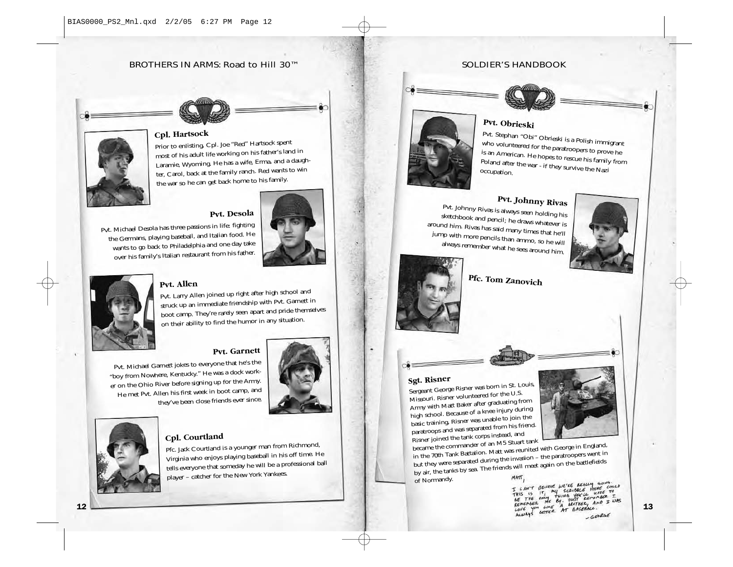### Cpl. Hartsock

Prior to enlisting, Cpl. Joe "Red" Hartsock spent most of his adult life working on his father's land in Laramie, Wyoming. He has a wife, Erma, and a daughter, Carol, back at the family ranch. Red wants to win the war so he can get back home to his family.

### Pvt. Desola

Pvt. Michael Desola has three passions in life: fighting the Germans, playing baseball, and Italian food. He wants to go back to Philadelphia and one day take over his family's Italian restaurant from his father.

### Pvt. Allen

Pvt. Larry Allen joined up right after high school and struck up an immediate friendship with Pvt. Garnett in boot camp. They're rarely seen apart and pride themselves on their ability to find the humor in any situation.

### Pvt. Garnett

Pvt. Michael Garnett jokes to everyone that he's the "boy from Nowhere, Kentucky." He was a dock worker on the Ohio River before signing up for the Army. He met Pvt. Allen his first week in boot camp, and they've been close friends ever since.

### Cpl. Courtland

Pfc. Jack Courtland is a younger man from Richmond, Virginia who enjoys playing baseball in his off time. He tells everyone that someday he will be a professional ball player – catcher for the New York Yankees.

### Pvt. Obrieski

Pvt. Stephan "Obi" Obrieski is a Polish immigrant who volunteered for the paratroopers to prove he is an American. He hopes to rescue his family from Poland after the war - if they survive the Nazi occupation.

### Pvt. Johnny Rivas

Pvt. Johnny Rivas is always seen holding his sketchbook and pencil; he draws whatever is around him. Rivas has said many times that he'll jump with more pencils than ammo, so he will always remember what he sees around him.

### Pfc. Tom Zanovich

### Sgt. Risner

Sergeant George Risner was born in St. Louis, Missouri. Risner volunteered for the U.S. Army with Matt Baker after graduating from high school. Because of a knee injury during basic training, Risner was unable to join the paratroops and was separated from his friend. Risner joined the tank corps instead, and became the commander of an M5 Stuart tank in the 70th Tank Battalion. Matt was reunited with George in England, but they were separated during the invasion – the paratroopers went in by air, the tanks by sea. The friends will meet again on the battlefields of Normandy.

MATT,
I CAN'T BELIEVE WE'RE REALLY GOING. THIS IS IT. MY SCRIBBLE HERE COULD BE THE ONLY THING YOU'LL HAVE TO REMEMBER ME BY. JUST REMEMBER I LOVE YOU LIKE A BROTHER, AND I WAS ALWAYS BETTER AT BASEBALL.
– GEORGE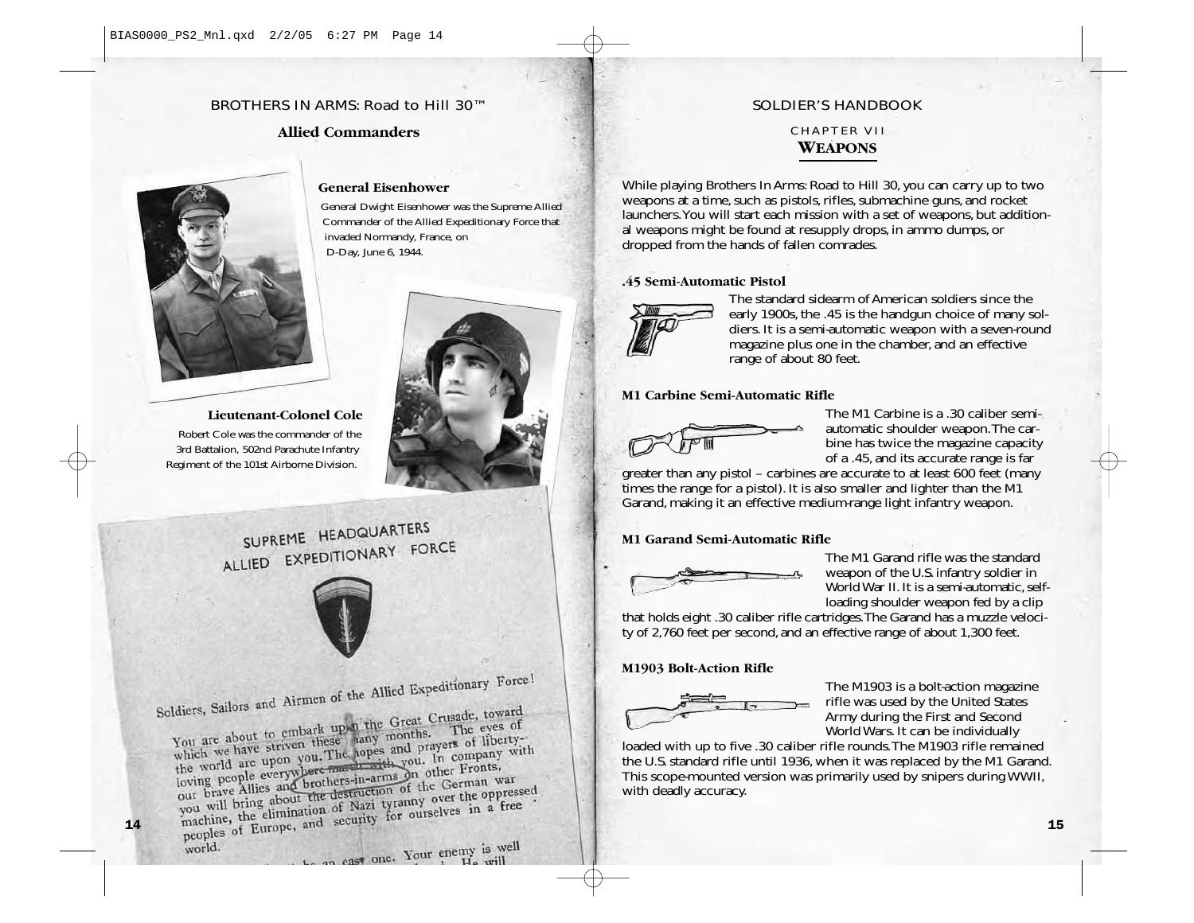## Allied Commanders

### General Eisenhower

General Dwight Eisenhower was the Supreme Allied Commander of the Allied Expeditionary Force that invaded Normandy, France, on D-Day, June 6, 1944.

### Lieutenant-Colonel Cole

Robert Cole was the commander of the 3rd Battalion, 502nd Parachute Infantry Regiment of the 101st Airborne Division.

SUPREME HEADQUARTERS
ALLIED EXPEDITIONARY FORCE

Soldiers, Sailors and Airmen of the Allied Expeditionary Force!

You are about to embark upon the Great Crusade, toward which we have striven these many months. The eyes of the world are upon you. The hopes and prayers of liberty-loving people everywhere march with you. In company with our brave Allies and brothers-in-arms on other Fronts, you will bring about the destruction of the German war machine, the elimination of Nazi tyranny over the oppressed peoples of Europe, and security for ourselves in a free world.

... be an easy one. Your enemy is well ... He will

CHAPTER VII

# WEAPONS

While playing Brothers In Arms: Road to Hill 30, you can carry up to two weapons at a time, such as pistols, rifles, submachine guns, and rocket launchers. You will start each mission with a set of weapons, but additional weapons might be found at resupply drops, in ammo dumps, or dropped from the hands of fallen comrades.

### .45 Semi-Automatic Pistol

The standard sidearm of American soldiers since the early 1900s, the .45 is the handgun choice of many soldiers. It is a semi-automatic weapon with a seven-round magazine plus one in the chamber, and an effective range of about 80 feet.

### M1 Carbine Semi-Automatic Rifle

The M1 Carbine is a .30 caliber semi-automatic shoulder weapon. The carbine has twice the magazine capacity of a .45, and its accurate range is far greater than any pistol – carbines are accurate to at least 600 feet (many times the range for a pistol). It is also smaller and lighter than the M1 Garand, making it an effective medium-range light infantry weapon.

### M1 Garand Semi-Automatic Rifle

The M1 Garand rifle was the standard weapon of the U.S. infantry soldier in World War II. It is a semi-automatic, self-loading shoulder weapon fed by a clip that holds eight .30 caliber rifle cartridges. The Garand has a muzzle velocity of 2,760 feet per second, and an effective range of about 1,300 feet.

### M1903 Bolt-Action Rifle

The M1903 is a bolt-action magazine rifle was used by the United States Army during the First and Second World Wars. It can be individually loaded with up to five .30 caliber rifle rounds. The M1903 rifle remained the U.S. standard rifle until 1936, when it was replaced by the M1 Garand. This scope-mounted version was primarily used by snipers during WWII, with deadly accuracy.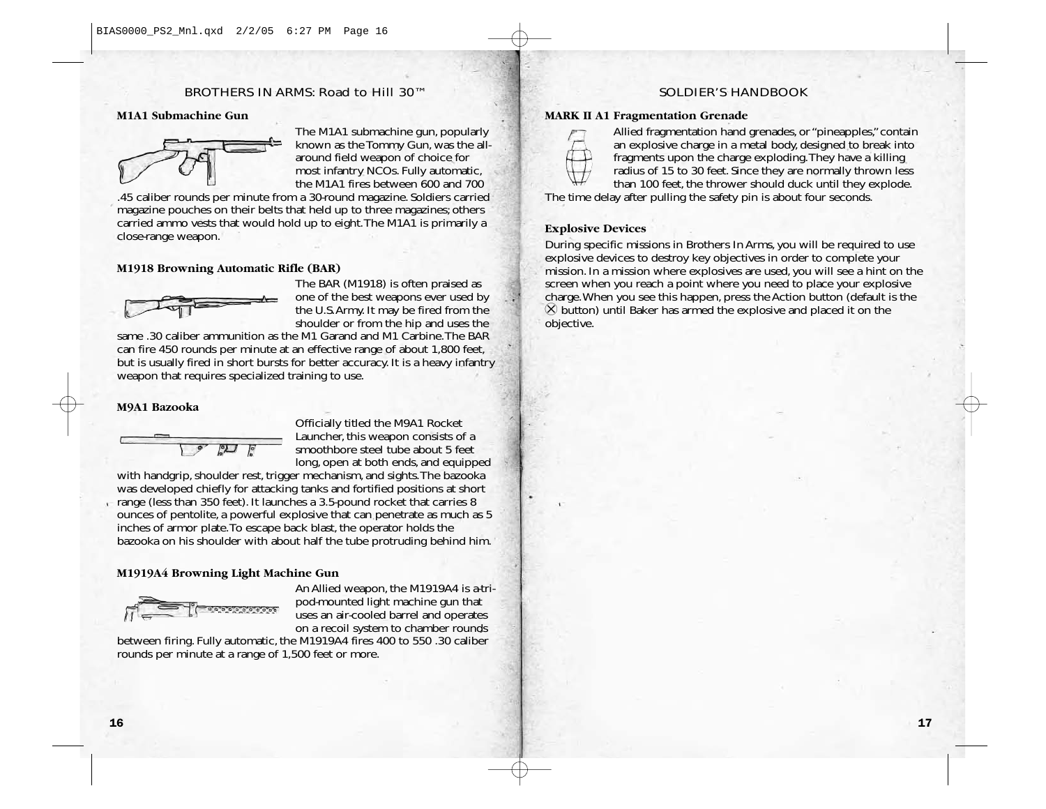### M1A1 Submachine Gun

The M1A1 submachine gun, popularly known as the Tommy Gun, was the all-around field weapon of choice for most infantry NCOs. Fully automatic, the M1A1 fires between 600 and 700 .45 caliber rounds per minute from a 30-round magazine. Soldiers carried magazine pouches on their belts that held up to three magazines; others carried ammo vests that would hold up to eight. The M1A1 is primarily a close-range weapon.

### M1918 Browning Automatic Rifle (BAR)

The BAR (M1918) is often praised as one of the best weapons ever used by the U.S. Army. It may be fired from the shoulder or from the hip and uses the same .30 caliber ammunition as the M1 Garand and M1 Carbine. The BAR can fire 450 rounds per minute at an effective range of about 1,800 feet, but is usually fired in short bursts for better accuracy. It is a heavy infantry weapon that requires specialized training to use.

### M9A1 Bazooka

Officially titled the M9A1 Rocket Launcher, this weapon consists of a smoothbore steel tube about 5 feet long, open at both ends, and equipped with handgrip, shoulder rest, trigger mechanism, and sights. The bazooka was developed chiefly for attacking tanks and fortified positions at short range (less than 350 feet). It launches a 3.5-pound rocket that carries 8 ounces of pentolite, a powerful explosive that can penetrate as much as 5 inches of armor plate. To escape back blast, the operator holds the bazooka on his shoulder with about half the tube protruding behind him.

### M1919A4 Browning Light Machine Gun

An Allied weapon, the M1919A4 is a tri-pod-mounted light machine gun that uses an air-cooled barrel and operates on a recoil system to chamber rounds between firing. Fully automatic, the M1919A4 fires 400 to 550 .30 caliber rounds per minute at a range of 1,500 feet or more.

### MARK II A1 Fragmentation Grenade

Allied fragmentation hand grenades, or "pineapples," contain an explosive charge in a metal body, designed to break into fragments upon the charge exploding. They have a killing radius of 15 to 30 feet. Since they are normally thrown less than 100 feet, the thrower should duck until they explode. The time delay after pulling the safety pin is about four seconds.

### Explosive Devices

During specific missions in Brothers In Arms, you will be required to use explosive devices to destroy key objectives in order to complete your mission. In a mission where explosives are used, you will see a hint on the screen when you reach a point where you need to place your explosive charge. When you see this happen, press the Action button (default is the ⊗ button) until Baker has armed the explosive and placed it on the objective.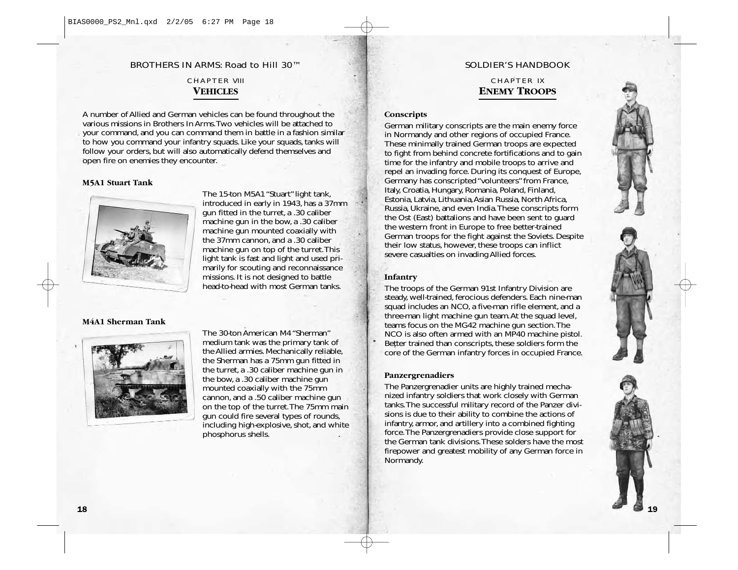## CHAPTER VIII
## VEHICLES

A number of Allied and German vehicles can be found throughout the various missions in Brothers In Arms. Two vehicles will be attached to your command, and you can command them in battle in a fashion similar to how you command your infantry squads. Like your squads, tanks will follow your orders, but will also automatically defend themselves and open fire on enemies they encounter.

### M5A1 Stuart Tank

The 15-ton M5A1 "Stuart" light tank, introduced in early in 1943, has a 37mm gun fitted in the turret, a .30 caliber machine gun in the bow, a .30 caliber machine gun mounted coaxially with the 37mm cannon, and a .30 caliber machine gun on top of the turret. This light tank is fast and light and used primarily for scouting and reconnaissance missions. It is not designed to battle head-to-head with most German tanks.

### M4A1 Sherman Tank

The 30-ton American M4 "Sherman" medium tank was the primary tank of the Allied armies. Mechanically reliable, the Sherman has a 75mm gun fitted in the turret, a .30 caliber machine gun in the bow, a .30 caliber machine gun mounted coaxially with the 75mm cannon, and a .50 caliber machine gun on the top of the turret. The 75mm main gun could fire several types of rounds, including high-explosive, shot, and white phosphorus shells.

## CHAPTER IX
## ENEMY TROOPS

### Conscripts

German military conscripts are the main enemy force in Normandy and other regions of occupied France. These minimally trained German troops are expected to fight from behind concrete fortifications and to gain time for the infantry and mobile troops to arrive and repel an invading force. During its conquest of Europe, Germany has conscripted "volunteers" from France, Italy, Croatia, Hungary, Romania, Poland, Finland, Estonia, Latvia, Lithuania, Asian Russia, North Africa, Russia, Ukraine, and even India. These conscripts form the Ost (East) battalions and have been sent to guard the western front in Europe to free better-trained German troops for the fight against the Soviets. Despite their low status, however, these troops can inflict severe casualties on invading Allied forces.

### Infantry

The troops of the German 91st Infantry Division are steady, well-trained, ferocious defenders. Each nine-man squad includes an NCO, a five-man rifle element, and a three-man light machine gun team. At the squad level, teams focus on the MG42 machine gun section. The NCO is also often armed with an MP40 machine pistol. Better trained than conscripts, these soldiers form the core of the German infantry forces in occupied France.

### Panzergrenadiers

The Panzergrenadier units are highly trained mechanized infantry soldiers that work closely with German tanks. The successful military record of the Panzer divisions is due to their ability to combine the actions of infantry, armor, and artillery into a combined fighting force. The Panzergrenadiers provide close support for the German tank divisions. These solders have the most firepower and greatest mobility of any German force in Normandy.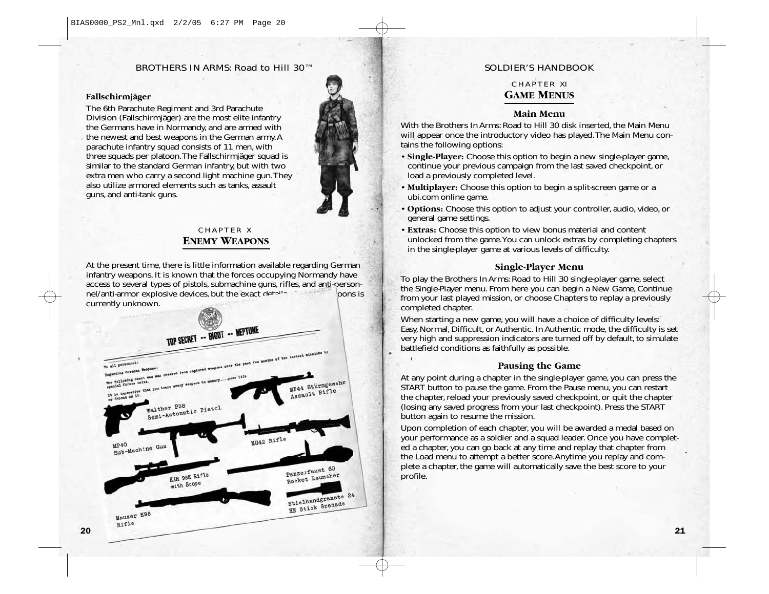### Fallschirmjäger

The 6th Parachute Regiment and 3rd Parachute Division (Fallschirmjäger) are the most elite infantry the Germans have in Normandy, and are armed with the newest and best weapons in the German army. A parachute infantry squad consists of 11 men, with three squads per platoon. The Fallschirmjäger squad is similar to the standard German infantry, but with two extra men who carry a second light machine gun. They also utilize armored elements such as tanks, assault guns, and anti-tank guns.

## CHAPTER X
## ENEMY WEAPONS

At the present time, there is little information available regarding German infantry weapons. It is known that the forces occupying Normandy have access to several types of pistols, submachine guns, rifles, and anti-personnel/anti-armor explosive devices, but the exact details of these weapons is currently unknown.

TOP SECRET -- BIGOT -- NEPTUNE

To all personnel:
Regarding Germans Weapons:
The following chart was was created from captured weapons over the past few months of the lastest missions by special forces units.
It is imperative that you learn every weapon to memory....your life my depend on it.

MP44 Stürmgewehr Assault Rifle

Walther P38 Semi-Automatic Pistol

MP40 Sub-Machine Gun

MG42 Rifle

KAR 98K Rifle with Scope

Panzerfaust 60 Rocket Launcher

Stielhandgranate 24 HE Stick Grenade

Mauser K98 Rifle

## CHAPTER XI
## GAME MENUS

### Main Menu

With the Brothers In Arms: Road to Hill 30 disk inserted, the Main Menu will appear once the introductory video has played. The Main Menu contains the following options:

- **Single-Player:** Choose this option to begin a new single-player game, continue your previous campaign from the last saved checkpoint, or load a previously completed level.
- **Multiplayer:** Choose this option to begin a split-screen game or a ubi.com online game.
- **Options:** Choose this option to adjust your controller, audio, video, or general game settings.
- **Extras:** Choose this option to view bonus material and content unlocked from the game. You can unlock extras by completing chapters in the single-player game at various levels of difficulty.

### Single-Player Menu

To play the Brothers In Arms: Road to Hill 30 single-player game, select the Single-Player menu. From here you can begin a New Game, Continue from your last played mission, or choose Chapters to replay a previously completed chapter.

When starting a new game, you will have a choice of difficulty levels: Easy, Normal, Difficult, or Authentic. In Authentic mode, the difficulty is set very high and suppression indicators are turned off by default, to simulate battlefield conditions as faithfully as possible.

### Pausing the Game

At any point during a chapter in the single-player game, you can press the START button to pause the game. From the Pause menu, you can restart the chapter, reload your previously saved checkpoint, or quit the chapter (losing any saved progress from your last checkpoint). Press the START button again to resume the mission.

Upon completion of each chapter, you will be awarded a medal based on your performance as a soldier and a squad leader. Once you have completed a chapter, you can go back at any time and replay that chapter from the Load menu to attempt a better score. Anytime you replay and complete a chapter, the game will automatically save the best score to your profile.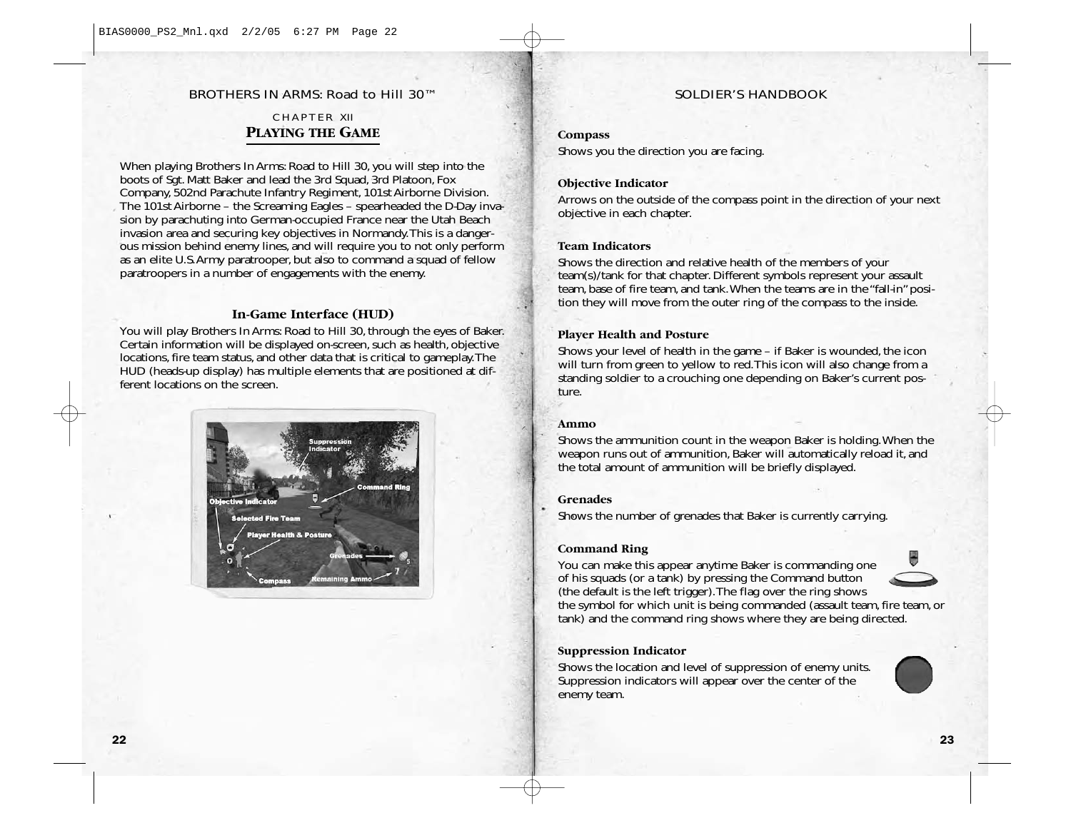## CHAPTER XII
## PLAYING THE GAME

When playing Brothers In Arms: Road to Hill 30, you will step into the boots of Sgt. Matt Baker and lead the 3rd Squad, 3rd Platoon, Fox Company, 502nd Parachute Infantry Regiment, 101st Airborne Division. The 101st Airborne – the Screaming Eagles – spearheaded the D-Day invasion by parachuting into German-occupied France near the Utah Beach invasion area and securing key objectives in Normandy. This is a dangerous mission behind enemy lines, and will require you to not only perform as an elite U.S. Army paratrooper, but also to command a squad of fellow paratroopers in a number of engagements with the enemy.

### In-Game Interface (HUD)

You will play Brothers In Arms: Road to Hill 30, through the eyes of Baker. Certain information will be displayed on-screen, such as health, objective locations, fire team status, and other data that is critical to gameplay. The HUD (heads-up display) has multiple elements that are positioned at different locations on the screen.

Suppression Indicator
Command Ring
Objective Indicator
Selected Fire Team
Player Health & Posture
Grenades
Compass
Remaining Ammo

**Compass**
Shows you the direction you are facing.

**Objective Indicator**
Arrows on the outside of the compass point in the direction of your next objective in each chapter.

**Team Indicators**
Shows the direction and relative health of the members of your team(s)/tank for that chapter. Different symbols represent your assault team, base of fire team, and tank. When the teams are in the "fall-in" position they will move from the outer ring of the compass to the inside.

**Player Health and Posture**
Shows your level of health in the game – if Baker is wounded, the icon will turn from green to yellow to red. This icon will also change from a standing soldier to a crouching one depending on Baker's current posture.

**Ammo**
Shows the ammunition count in the weapon Baker is holding. When the weapon runs out of ammunition, Baker will automatically reload it, and the total amount of ammunition will be briefly displayed.

**Grenades**
Shows the number of grenades that Baker is currently carrying.

**Command Ring**
You can make this appear anytime Baker is commanding one of his squads (or a tank) by pressing the Command button (the default is the left trigger). The flag over the ring shows the symbol for which unit is being commanded (assault team, fire team, or tank) and the command ring shows where they are being directed.

**Suppression Indicator**
Shows the location and level of suppression of enemy units. Suppression indicators will appear over the center of the enemy team.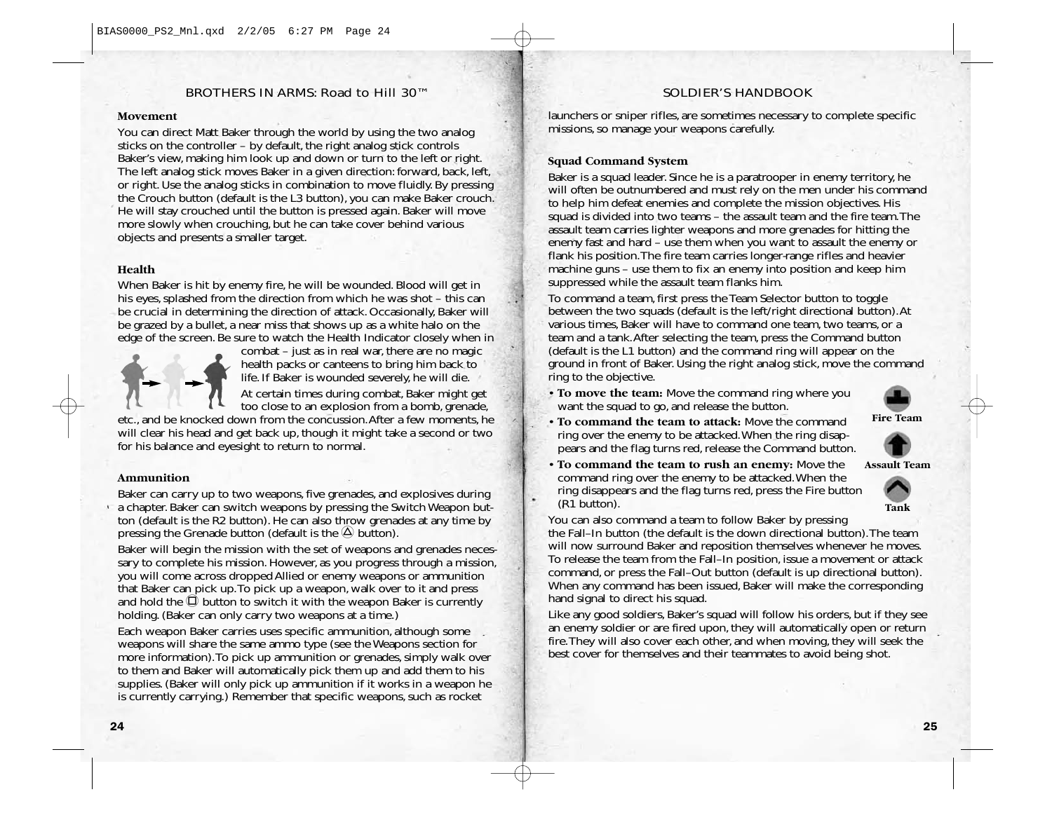### Movement

You can direct Matt Baker through the world by using the two analog sticks on the controller – by default, the right analog stick controls Baker's view, making him look up and down or turn to the left or right. The left analog stick moves Baker in a given direction: forward, back, left, or right. Use the analog sticks in combination to move fluidly. By pressing the Crouch button (default is the L3 button), you can make Baker crouch. He will stay crouched until the button is pressed again. Baker will move more slowly when crouching, but he can take cover behind various objects and presents a smaller target.

### Health

When Baker is hit by enemy fire, he will be wounded. Blood will get in his eyes, splashed from the direction from which he was shot – this can be crucial in determining the direction of attack. Occasionally, Baker will be grazed by a bullet, a near miss that shows up as a white halo on the edge of the screen. Be sure to watch the Health Indicator closely when in combat – just as in real war, there are no magic health packs or canteens to bring him back to life. If Baker is wounded severely, he will die.

At certain times during combat, Baker might get too close to an explosion from a bomb, grenade, etc., and be knocked down from the concussion. After a few moments, he will clear his head and get back up, though it might take a second or two for his balance and eyesight to return to normal.

### Ammunition

Baker can carry up to two weapons, five grenades, and explosives during a chapter. Baker can switch weapons by pressing the Switch Weapon button (default is the R2 button). He can also throw grenades at any time by pressing the Grenade button (default is the △ button).

Baker will begin the mission with the set of weapons and grenades necessary to complete his mission. However, as you progress through a mission, you will come across dropped Allied or enemy weapons or ammunition that Baker can pick up. To pick up a weapon, walk over to it and press and hold the □ button to switch it with the weapon Baker is currently holding. (Baker can only carry two weapons at a time.)

Each weapon Baker carries uses specific ammunition, although some weapons will share the same ammo type (see the Weapons section for more information). To pick up ammunition or grenades, simply walk over to them and Baker will automatically pick them up and add them to his supplies. (Baker will only pick up ammunition if it works in a weapon he is currently carrying.) Remember that specific weapons, such as rocket launchers or sniper rifles, are sometimes necessary to complete specific missions, so manage your weapons carefully.

### Squad Command System

Baker is a squad leader. Since he is a paratrooper in enemy territory, he will often be outnumbered and must rely on the men under his command to help him defeat enemies and complete the mission objectives. His squad is divided into two teams – the assault team and the fire team. The assault team carries lighter weapons and more grenades for hitting the enemy fast and hard – use them when you want to assault the enemy or flank his position. The fire team carries longer-range rifles and heavier machine guns – use them to fix an enemy into position and keep him suppressed while the assault team flanks him.

To command a team, first press the Team Selector button to toggle between the two squads (default is the left/right directional button). At various times, Baker will have to command one team, two teams, or a team and a tank. After selecting the team, press the Command button (default is the L1 button) and the command ring will appear on the ground in front of Baker. Using the right analog stick, move the command ring to the objective.

- **To move the team:** Move the command ring where you want the squad to go, and release the button.
- **To command the team to attack:** Move the command ring over the enemy to be attacked. When the ring disappears and the flag turns red, release the Command button.
- **To command the team to rush an enemy:** Move the command ring over the enemy to be attacked. When the ring disappears and the flag turns red, press the Fire button (R1 button).

Fire Team

Assault Team

Tank

You can also command a team to follow Baker by pressing the Fall–In button (the default is the down directional button). The team will now surround Baker and reposition themselves whenever he moves. To release the team from the Fall–In position, issue a movement or attack command, or press the Fall–Out button (default is up directional button). When any command has been issued, Baker will make the corresponding hand signal to direct his squad.

Like any good soldiers, Baker's squad will follow his orders, but if they see an enemy soldier or are fired upon, they will automatically open or return fire. They will also cover each other, and when moving, they will seek the best cover for themselves and their teammates to avoid being shot.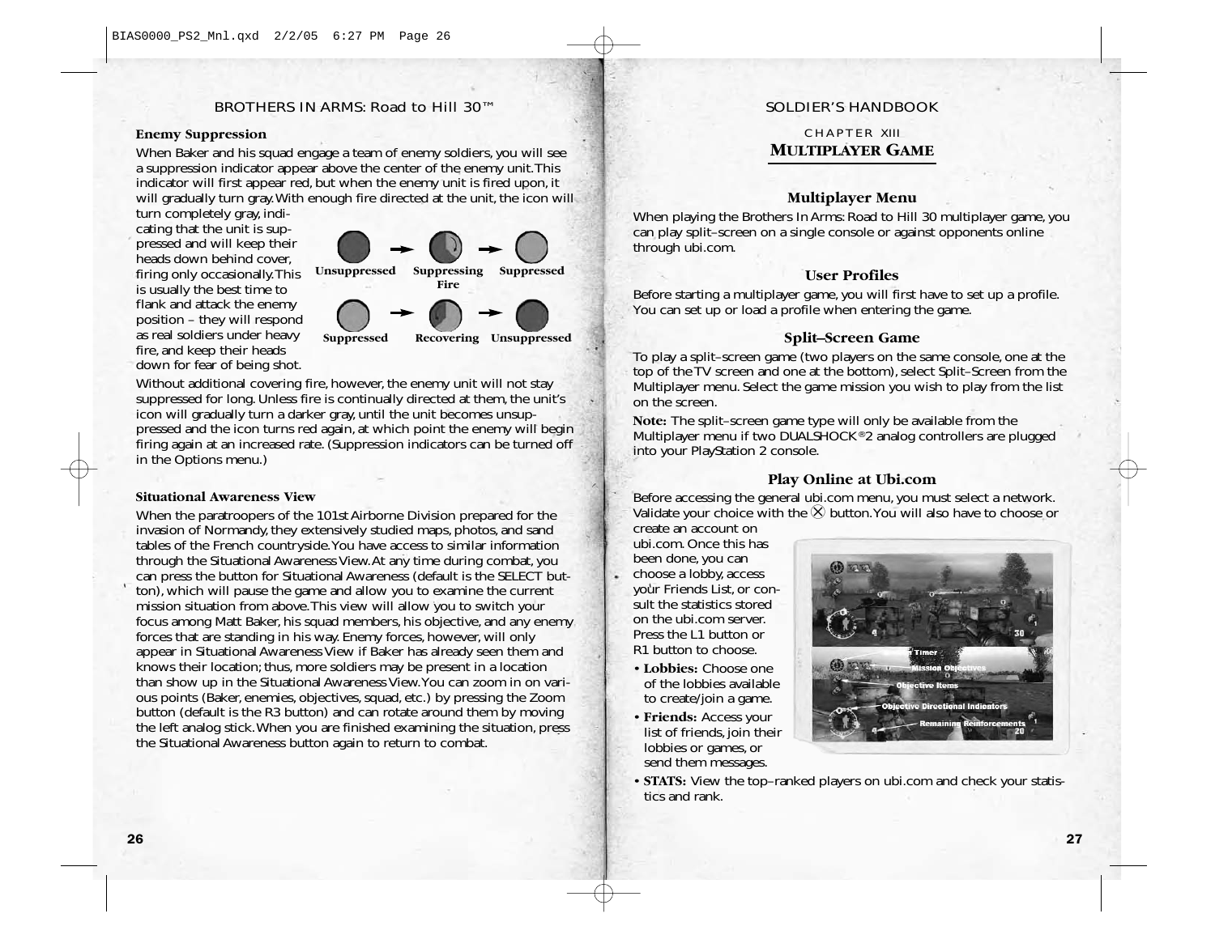### Enemy Suppression

When Baker and his squad engage a team of enemy soldiers, you will see a suppression indicator appear above the center of the enemy unit. This indicator will first appear red, but when the enemy unit is fired upon, it will gradually turn gray. With enough fire directed at the unit, the icon will turn completely gray, indicating that the unit is suppressed and will keep their heads down behind cover, firing only occasionally. This is usually the best time to flank and attack the enemy position – they will respond as real soldiers under heavy fire, and keep their heads down for fear of being shot.

Unsuppressed → Suppressing Fire → Suppressed

Suppressed → Recovering → Unsuppressed

Without additional covering fire, however, the enemy unit will not stay suppressed for long. Unless fire is continually directed at them, the unit's icon will gradually turn a darker gray, until the unit becomes unsuppressed and the icon turns red again, at which point the enemy will begin firing again at an increased rate. (Suppression indicators can be turned off in the Options menu.)

### Situational Awareness View

When the paratroopers of the 101st Airborne Division prepared for the invasion of Normandy, they extensively studied maps, photos, and sand tables of the French countryside. You have access to similar information through the Situational Awareness View. At any time during combat, you can press the button for Situational Awareness (default is the SELECT button), which will pause the game and allow you to examine the current mission situation from above. This view will allow you to switch your focus among Matt Baker, his squad members, his objective, and any enemy forces that are standing in his way. Enemy forces, however, will only appear in Situational Awareness View if Baker has already seen them and knows their location; thus, more soldiers may be present in a location than show up in the Situational Awareness View. You can zoom in on various points (Baker, enemies, objectives, squad, etc.) by pressing the Zoom button (default is the R3 button) and can rotate around them by moving the left analog stick. When you are finished examining the situation, press the Situational Awareness button again to return to combat.

CHAPTER XIII

# MULTIPLAYER GAME

## Multiplayer Menu

When playing the Brothers In Arms: Road to Hill 30 multiplayer game, you can play split–screen on a single console or against opponents online through ubi.com.

## User Profiles

Before starting a multiplayer game, you will first have to set up a profile. You can set up or load a profile when entering the game.

## Split–Screen Game

To play a split–screen game (two players on the same console, one at the top of the TV screen and one at the bottom), select Split–Screen from the Multiplayer menu. Select the game mission you wish to play from the list on the screen.

**Note:** The split–screen game type will only be available from the Multiplayer menu if two DUALSHOCK®2 analog controllers are plugged into your PlayStation 2 console.

## Play Online at Ubi.com

Before accessing the general ubi.com menu, you must select a network. Validate your choice with the ⊗ button. You will also have to choose or create an account on ubi.com. Once this has been done, you can choose a lobby, access your Friends List, or consult the statistics stored on the ubi.com server. Press the L1 button or R1 button to choose.

Timer
Mission Objectives
Objective Items
Objective Directional Indicators
Remaining Reinforcements

- **Lobbies:** Choose one of the lobbies available to create/join a game.
- **Friends:** Access your list of friends, join their lobbies or games, or send them messages.
- **STATS:** View the top–ranked players on ubi.com and check your statistics and rank.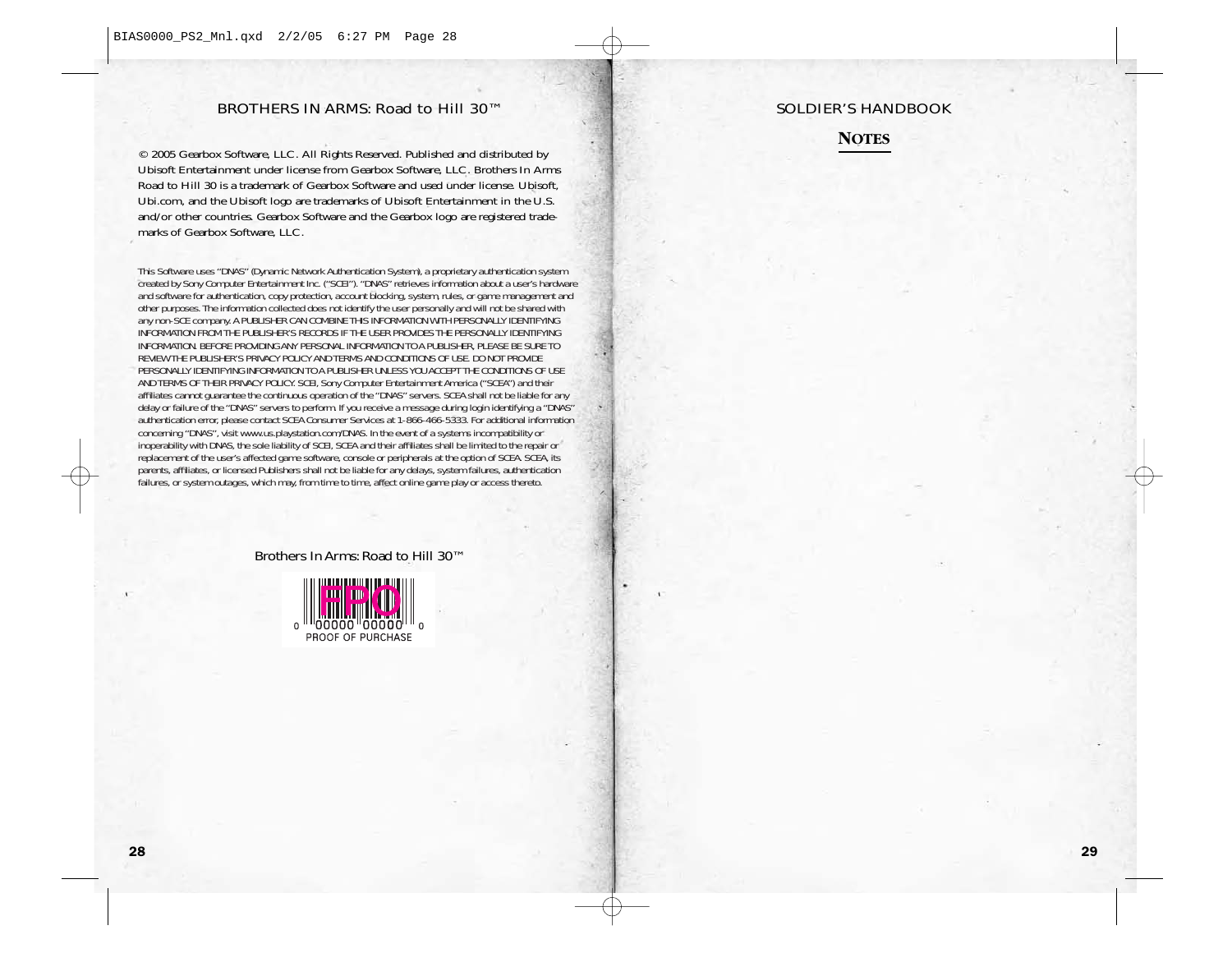© 2005 Gearbox Software, LLC. All Rights Reserved. Published and distributed by Ubisoft Entertainment under license from Gearbox Software, LLC. Brothers In Arms Road to Hill 30 is a trademark of Gearbox Software and used under license. Ubisoft, Ubi.com, and the Ubisoft logo are trademarks of Ubisoft Entertainment in the U.S. and/or other countries. Gearbox Software and the Gearbox logo are registered trademarks of Gearbox Software, LLC.

This Software uses "DNAS" (Dynamic Network Authentication System), a proprietary authentication system created by Sony Computer Entertainment Inc. ("SCEI"). "DNAS" retrieves information about a user's hardware and software for authentication, copy protection, account blocking, system, rules, or game management and other purposes. The information collected does not identify the user personally and will not be shared with any non-SCE company. A PUBLISHER CAN COMBINE THIS INFORMATION WITH PERSONALLY IDENTIFYING INFORMATION FROM THE PUBLISHER'S RECORDS IF THE USER PROVIDES THE PERSONALLY IDENTIFYING INFORMATION. BEFORE PROVIDING ANY PERSONAL INFORMATION TO A PUBLISHER, PLEASE BE SURE TO REVIEW THE PUBLISHER'S PRIVACY POLICY AND TERMS AND CONDITIONS OF USE. DO NOT PROVIDE PERSONALLY IDENTIFYING INFORMATION TO A PUBLISHER UNLESS YOU ACCEPT THE CONDITIONS OF USE AND TERMS OF THEIR PRIVACY POLICY. SCEI, Sony Computer Entertainment America ("SCEA") and their affiliates cannot guarantee the continuous operation of the "DNAS" servers. SCEA shall not be liable for any delay or failure of the "DNAS" servers to perform. If you receive a message during login identifying a "DNAS" authentication error, please contact SCEA Consumer Services at 1-866-466-5333. For additional information concerning "DNAS", visit www.us.playstation.com/DNAS. In the event of a systems incompatibility or inoperability with DNAS, the sole liability of SCEI, SCEA and their affiliates shall be limited to the repair or replacement of the user's affected game software, console or peripherals at the option of SCEA. SCEA, its parents, affiliates, or licensed Publishers shall not be liable for any delays, system failures, authentication failures, or system outages, which may, from time to time, affect online game play or access thereto.

Brothers In Arms: Road to Hill 30™

FPO

0 00000 00000 0

PROOF OF PURCHASE

## NOTES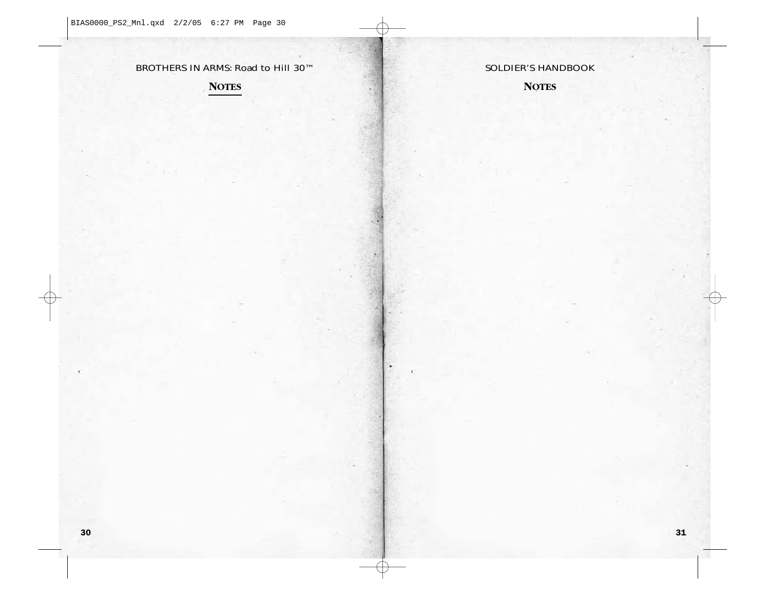## NOTES

## NOTES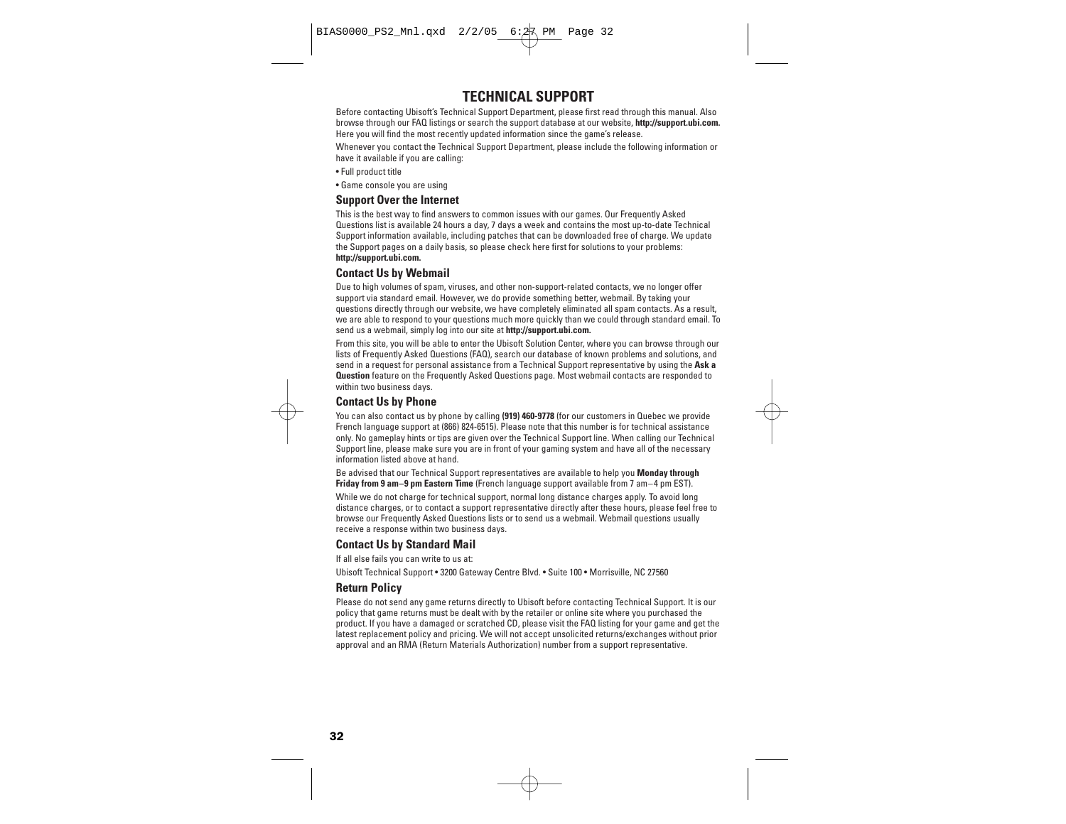# TECHNICAL SUPPORT

Before contacting Ubisoft's Technical Support Department, please first read through this manual. Also browse through our FAQ listings or search the support database at our website, **http://support.ubi.com.** Here you will find the most recently updated information since the game's release.

Whenever you contact the Technical Support Department, please include the following information or have it available if you are calling:

- Full product title
- Game console you are using

## Support Over the Internet

This is the best way to find answers to common issues with our games. Our Frequently Asked Questions list is available 24 hours a day, 7 days a week and contains the most up-to-date Technical Support information available, including patches that can be downloaded free of charge. We update the Support pages on a daily basis, so please check here first for solutions to your problems: **http://support.ubi.com.**

## Contact Us by Webmail

Due to high volumes of spam, viruses, and other non-support-related contacts, we no longer offer support via standard email. However, we do provide something better, webmail. By taking your questions directly through our website, we have completely eliminated all spam contacts. As a result, we are able to respond to your questions much more quickly than we could through standard email. To send us a webmail, simply log into our site at **http://support.ubi.com.**

From this site, you will be able to enter the Ubisoft Solution Center, where you can browse through our lists of Frequently Asked Questions (FAQ), search our database of known problems and solutions, and send in a request for personal assistance from a Technical Support representative by using the **Ask a Question** feature on the Frequently Asked Questions page. Most webmail contacts are responded to within two business days.

## Contact Us by Phone

You can also contact us by phone by calling **(919) 460-9778** (for our customers in Quebec we provide French language support at (866) 824-6515). Please note that this number is for technical assistance only. No gameplay hints or tips are given over the Technical Support line. When calling our Technical Support line, please make sure you are in front of your gaming system and have all of the necessary information listed above at hand.

Be advised that our Technical Support representatives are available to help you **Monday through Friday from 9 am–9 pm Eastern Time** (French language support available from 7 am–4 pm EST).

While we do not charge for technical support, normal long distance charges apply. To avoid long distance charges, or to contact a support representative directly after these hours, please feel free to browse our Frequently Asked Questions lists or to send us a webmail. Webmail questions usually receive a response within two business days.

## Contact Us by Standard Mail

If all else fails you can write to us at:

Ubisoft Technical Support • 3200 Gateway Centre Blvd. • Suite 100 • Morrisville, NC 27560

## Return Policy

Please do not send any game returns directly to Ubisoft before contacting Technical Support. It is our policy that game returns must be dealt with by the retailer or online site where you purchased the product. If you have a damaged or scratched CD, please visit the FAQ listing for your game and get the latest replacement policy and pricing. We will not accept unsolicited returns/exchanges without prior approval and an RMA (Return Materials Authorization) number from a support representative.